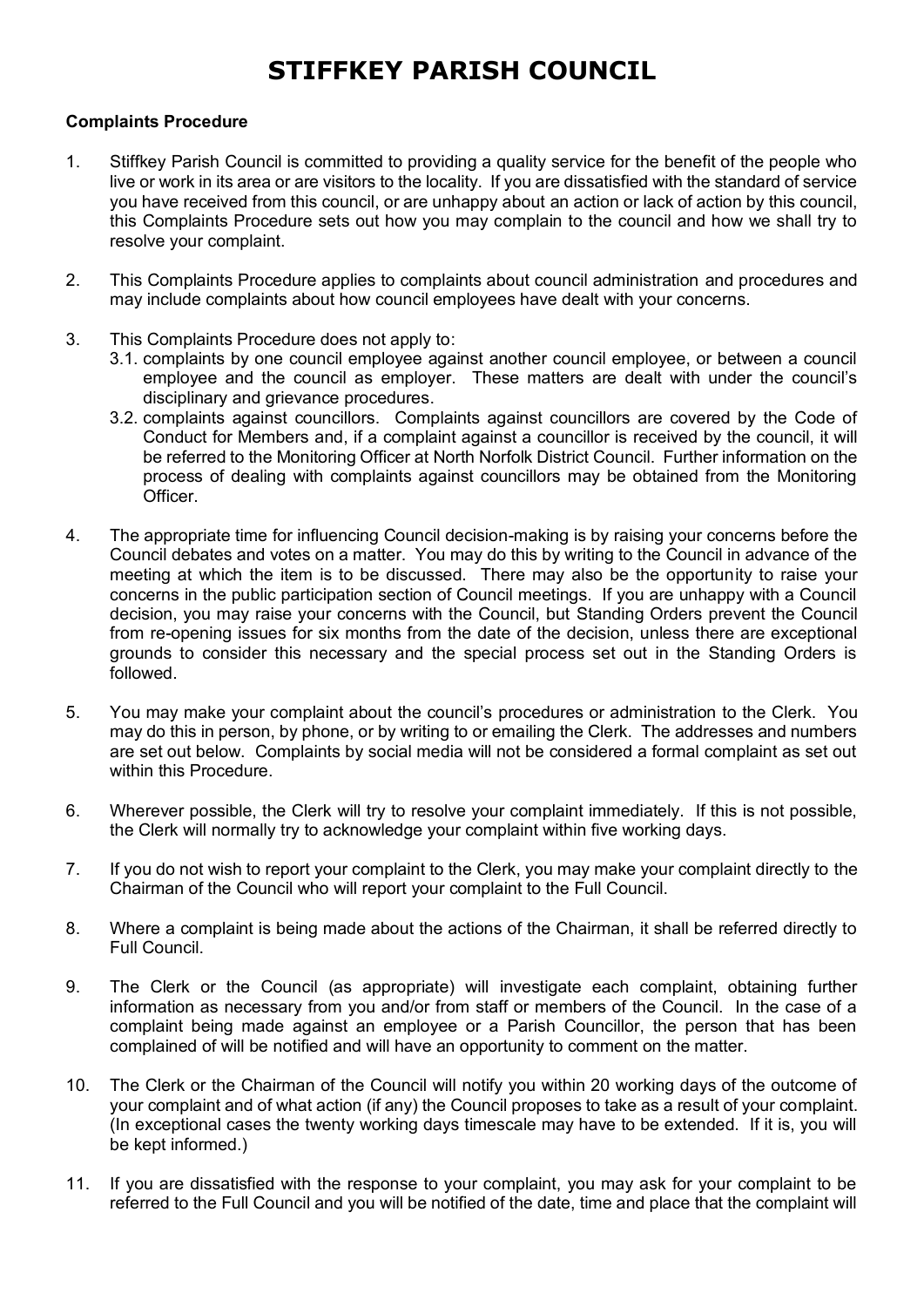# STIFFKEY PARISH COUNCIL

**Complaints Procedure**

1. Stiffkey Parish Council is committed to providing a quality service for the benefit of the people who live or work in its area or are visitors to the locality. If you are dissatisfied with the standard of service you have received from this council, or are unhappy about an action or lack of action by this council, this Complaints Procedure sets out how you may complain to the council and how we shall try to resolve your complaint.

2. This Complaints Procedure applies to complaints about council administration and procedures and may include complaints about how council employees have dealt with your concerns.

3. This Complaints Procedure does not apply to:
   3.1. complaints by one council employee against another council employee, or between a council employee and the council as employer. These matters are dealt with under the council's disciplinary and grievance procedures.
   3.2. complaints against councillors. Complaints against councillors are covered by the Code of Conduct for Members and, if a complaint against a councillor is received by the council, it will be referred to the Monitoring Officer at North Norfolk District Council. Further information on the process of dealing with complaints against councillors may be obtained from the Monitoring Officer.

4. The appropriate time for influencing Council decision-making is by raising your concerns before the Council debates and votes on a matter. You may do this by writing to the Council in advance of the meeting at which the item is to be discussed. There may also be the opportunity to raise your concerns in the public participation section of Council meetings. If you are unhappy with a Council decision, you may raise your concerns with the Council, but Standing Orders prevent the Council from re-opening issues for six months from the date of the decision, unless there are exceptional grounds to consider this necessary and the special process set out in the Standing Orders is followed.

5. You may make your complaint about the council's procedures or administration to the Clerk. You may do this in person, by phone, or by writing to or emailing the Clerk. The addresses and numbers are set out below. Complaints by social media will not be considered a formal complaint as set out within this Procedure.

6. Wherever possible, the Clerk will try to resolve your complaint immediately. If this is not possible, the Clerk will normally try to acknowledge your complaint within five working days.

7. If you do not wish to report your complaint to the Clerk, you may make your complaint directly to the Chairman of the Council who will report your complaint to the Full Council.

8. Where a complaint is being made about the actions of the Chairman, it shall be referred directly to Full Council.

9. The Clerk or the Council (as appropriate) will investigate each complaint, obtaining further information as necessary from you and/or from staff or members of the Council. In the case of a complaint being made against an employee or a Parish Councillor, the person that has been complained of will be notified and will have an opportunity to comment on the matter.

10. The Clerk or the Chairman of the Council will notify you within 20 working days of the outcome of your complaint and of what action (if any) the Council proposes to take as a result of your complaint. (In exceptional cases the twenty working days timescale may have to be extended. If it is, you will be kept informed.)

11. If you are dissatisfied with the response to your complaint, you may ask for your complaint to be referred to the Full Council and you will be notified of the date, time and place that the complaint will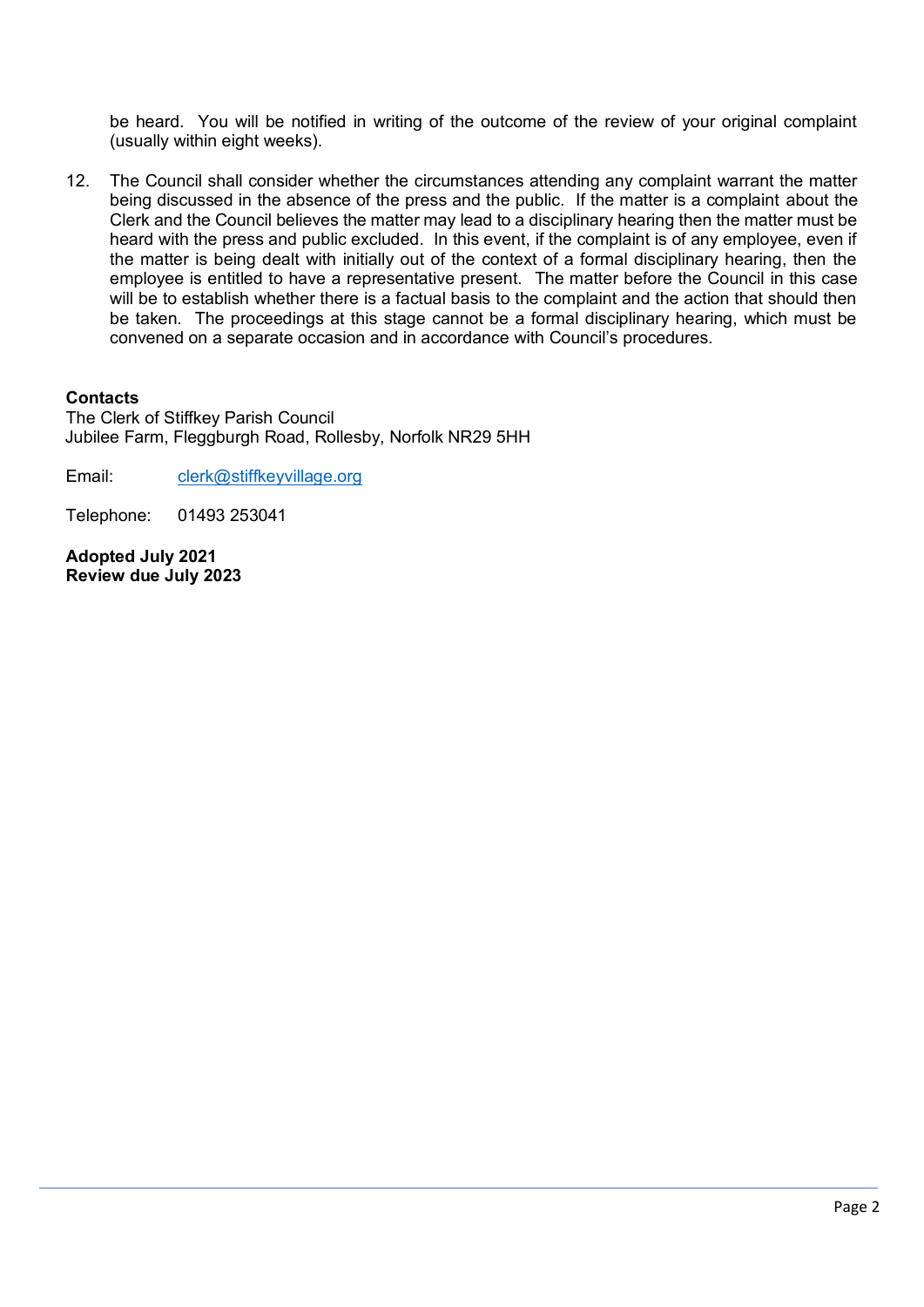be heard. You will be notified in writing of the outcome of the review of your original complaint (usually within eight weeks).

12. The Council shall consider whether the circumstances attending any complaint warrant the matter being discussed in the absence of the press and the public. If the matter is a complaint about the Clerk and the Council believes the matter may lead to a disciplinary hearing then the matter must be heard with the press and public excluded. In this event, if the complaint is of any employee, even if the matter is being dealt with initially out of the context of a formal disciplinary hearing, then the employee is entitled to have a representative present. The matter before the Council in this case will be to establish whether there is a factual basis to the complaint and the action that should then be taken. The proceedings at this stage cannot be a formal disciplinary hearing, which must be convened on a separate occasion and in accordance with Council's procedures.

**Contacts**
The Clerk of Stiffkey Parish Council
Jubilee Farm, Fleggburgh Road, Rollesby, Norfolk NR29 5HH

Email: clerk@stiffkeyvillage.org

Telephone: 01493 253041

**Adopted July 2021**
**Review due July 2023**